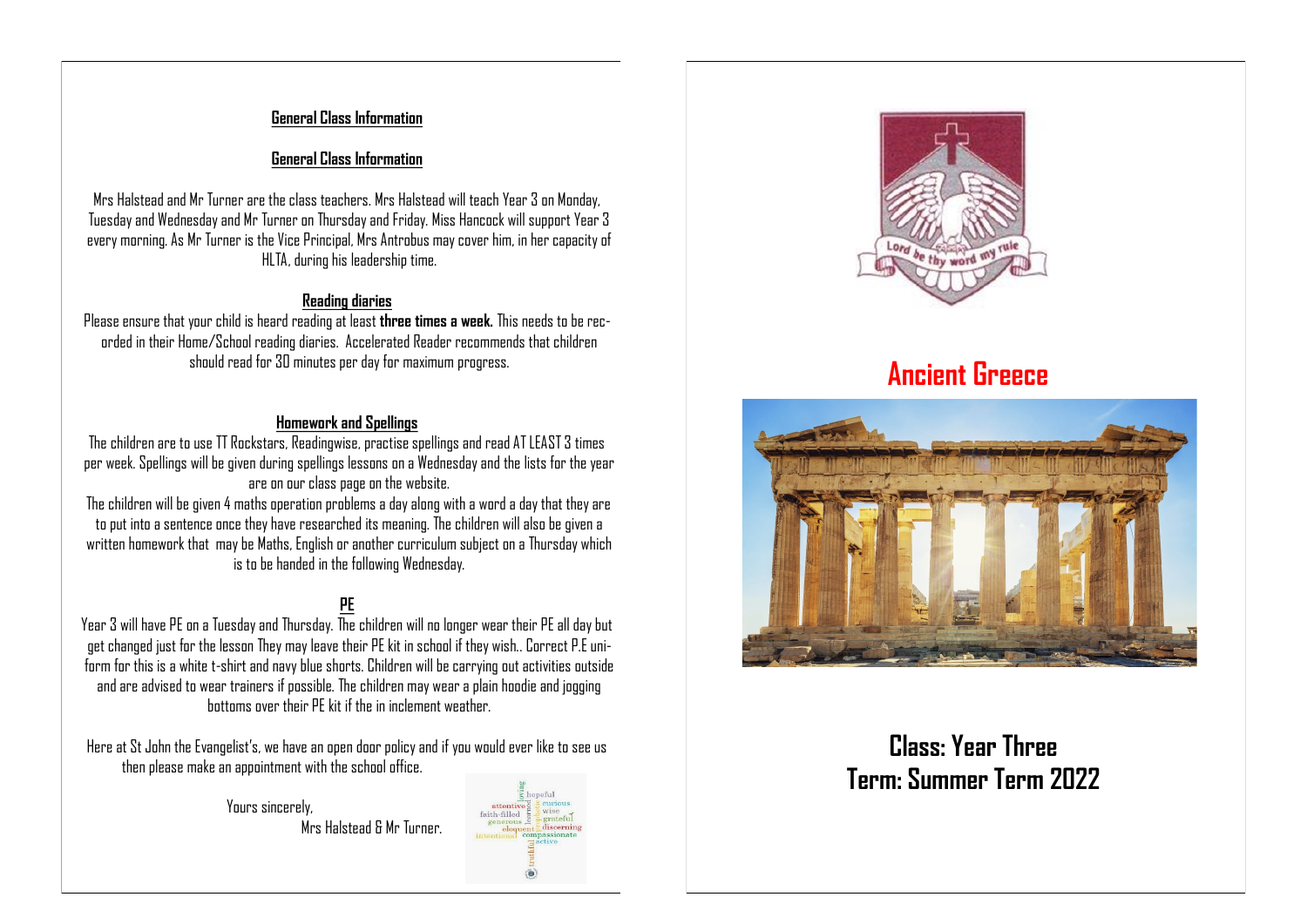## General Class Information

## General Class Information

Mrs Halstead and Mr Turner are the class teachers. Mrs Halstead will teach Year 3 on Monday, Tuesday and Wednesday and Mr Turner on Thursday and Friday. Miss Hancock will support Year 3 every morning. As Mr Turner is the Vice Principal, Mrs Antrobus may cover him, in her capacity of HLTA, during his leadership time.

### Reading diaries

Please ensure that your child is heard reading at least **three times a week.** This needs to be recorded in their Home/School reading diaries. Accelerated Reader recommends that children should read for 30 minutes per day for maximum progress.

### Homework and Spellings

The children are to use TT Rockstars, Readingwise, practise spellings and read AT LEAST 3 times per week. Spellings will be given during spellings lessons on a Wednesday and the lists for the year are on our class page on the website.

The children will be given 4 maths operation problems a day along with a word a day that they are to put into a sentence once they have researched its meaning. The children will also be given a written homework that may be Maths, English or another curriculum subject on a Thursday which is to be handed in the following Wednesday.

### PE

Year 3 will have PE on a Tuesday and Thursday. The children will no longer wear their PE all day but get changed just for the lesson They may leave their PE kit in school if they wish.. Correct P.E uniform for this is a white t-shirt and navy blue shorts. Children will be carrying out activities outside and are advised to wear trainers if possible. The children may wear a plain hoodie and jogging bottoms over their PE kit if the in inclement weather.

Here at St John the Evangelist's, we have an open door policy and if you would ever like to see us then please make an appointment with the school office.

Yours sincerely,

Mrs Halstead & Mr Turner.

Lord be thy word my rule

# Ancient Greece

## Class: Year Three
## Term: Summer Term 2022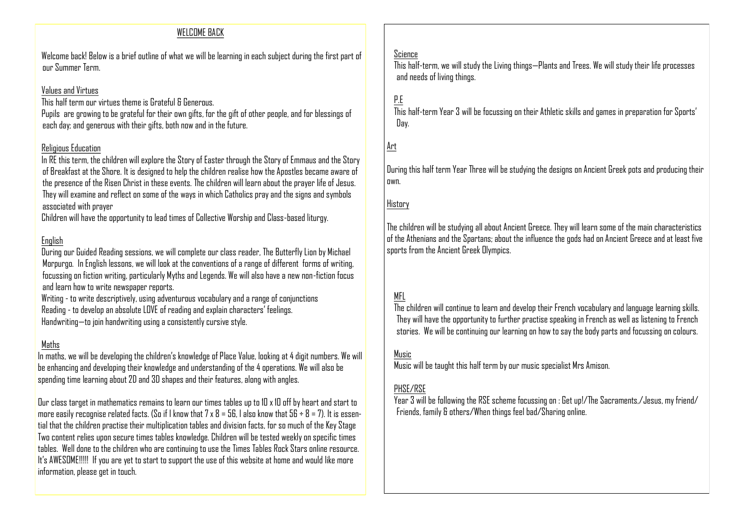# WELCOME BACK

Welcome back! Below is a brief outline of what we will be learning in each subject during the first part of our Summer Term.

## Values and Virtues

This half term our virtues theme is Grateful & Generous.

Pupils are growing to be grateful for their own gifts, for the gift of other people, and for blessings of each day; and generous with their gifts, both now and in the future.

## Religious Education

In RE this term, the children will explore the Story of Easter through the Story of Emmaus and the Story of Breakfast at the Shore. It is designed to help the children realise how the Apostles became aware of the presence of the Risen Christ in these events. The children will learn about the prayer life of Jesus. They will examine and reflect on some of the ways in which Catholics pray and the signs and symbols associated with prayer

Children will have the opportunity to lead times of Collective Worship and Class-based liturgy.

## English

During our Guided Reading sessions, we will complete our class reader, The Butterfly Lion by Michael Morpurgo. In English lessons, we will look at the conventions of a range of different forms of writing, focussing on fiction writing, particularly Myths and Legends. We will also have a new non-fiction focus and learn how to write newspaper reports.

Writing - to write descriptively, using adventurous vocabulary and a range of conjunctions

Reading - to develop an absolute LOVE of reading and explain characters' feelings.

Handwriting—to join handwriting using a consistently cursive style.

## Maths

In maths, we will be developing the children's knowledge of Place Value, looking at 4 digit numbers. We will be enhancing and developing their knowledge and understanding of the 4 operations. We will also be spending time learning about 2D and 3D shapes and their features, along with angles.

Our class target in mathematics remains to learn our times tables up to 10 x 10 off by heart and start to more easily recognise related facts. (So if I know that 7 x 8 = 56, I also know that 56 ÷ 8 = 7). It is essential that the children practise their multiplication tables and division facts, for so much of the Key Stage Two content relies upon secure times tables knowledge. Children will be tested weekly on specific times tables. Well done to the children who are continuing to use the Times Tables Rock Stars online resource. It's AWESOME!!!!! If you are yet to start to support the use of this website at home and would like more information, please get in touch.

## Science

This half-term, we will study the Living things—Plants and Trees. We will study their life processes and needs of living things.

## P.E

This half-term Year 3 will be focussing on their Athletic skills and games in preparation for Sports' Day.

## Art

During this half term Year Three will be studying the designs on Ancient Greek pots and producing their own.

## History

The children will be studying all about Ancient Greece. They will learn some of the main characteristics of the Athenians and the Spartans; about the influence the gods had on Ancient Greece and at least five sports from the Ancient Greek Olympics.

## MFL

The children will continue to learn and develop their French vocabulary and language learning skills. They will have the opportunity to further practise speaking in French as well as listening to French stories. We will be continuing our learning on how to say the body parts and focussing on colours.

## Music

Music will be taught this half term by our music specialist Mrs Amison.

## PHSE/RSE

Year 3 will be following the RSE scheme focussing on : Get up!/The Sacraments,/Jesus, my friend/ Friends, family & others/When things feel bad/Sharing online.